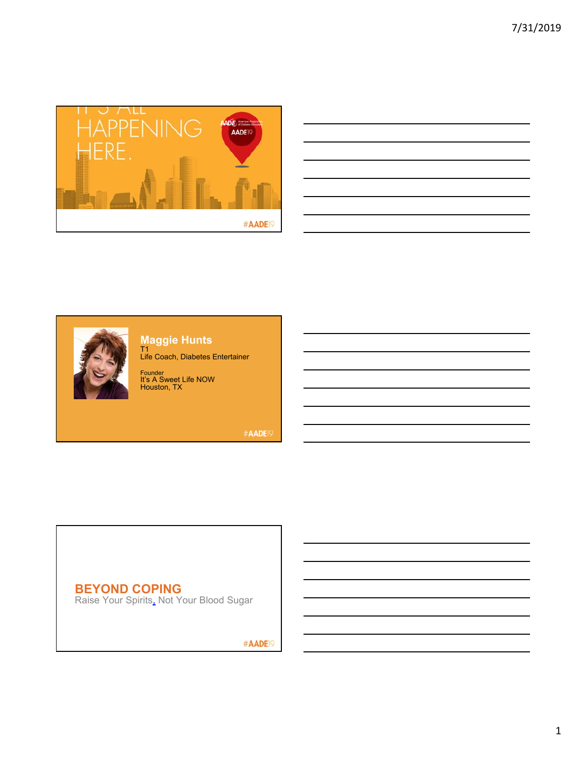IT'S ALL HAPPENING HERE.

AADE American Association of Diabetes Educators

AADE19

#AADE19

**Maggie Hunts**
T1
Life Coach, Diabetes Entertainer

Founder
It's A Sweet Life NOW
Houston, TX

#AADE19

## BEYOND COPING

Raise Your Spirits, Not Your Blood Sugar

#AADE19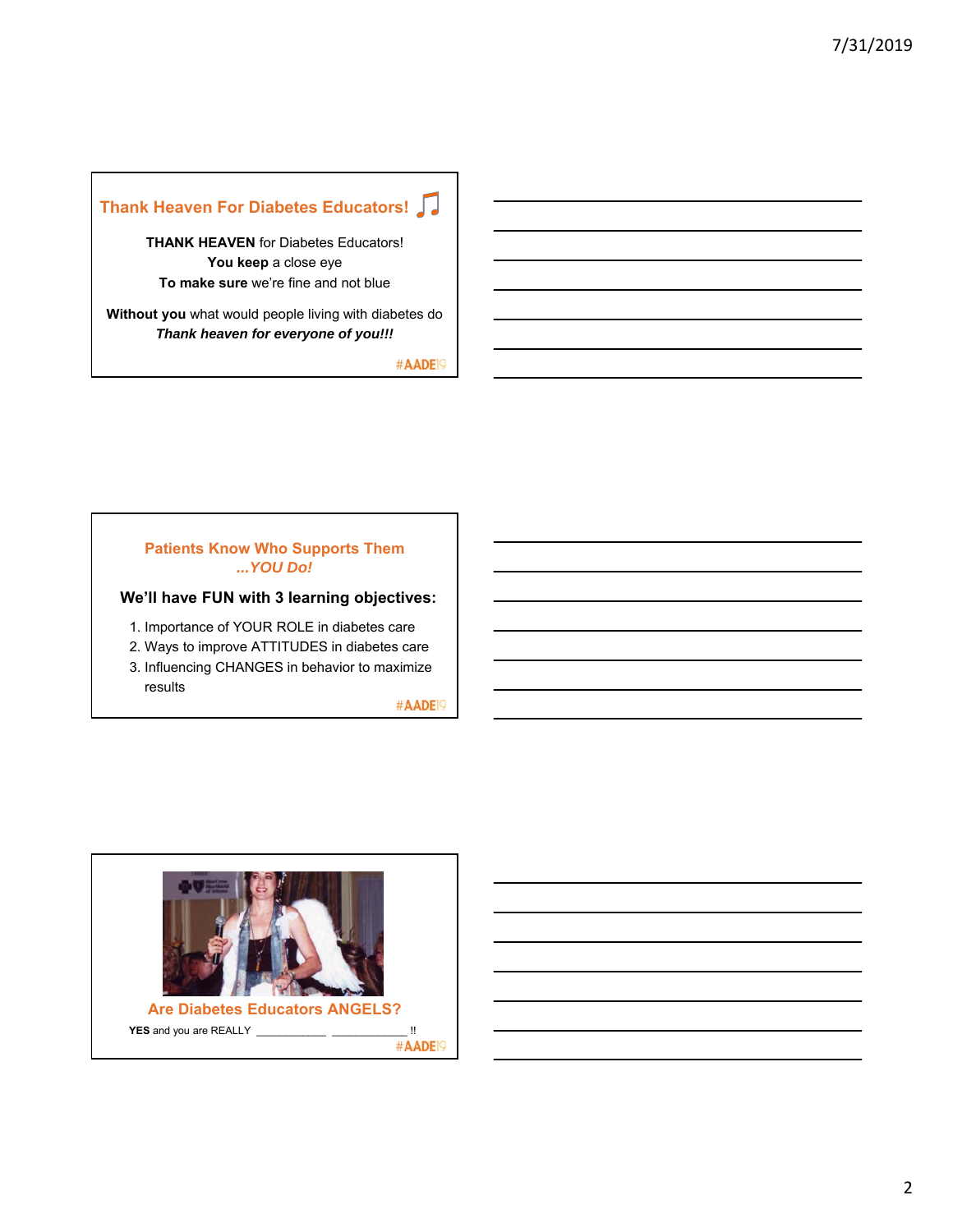## Thank Heaven For Diabetes Educators! ♫

**THANK HEAVEN** for Diabetes Educators!
**You keep** a close eye
**To make sure** we're fine and not blue

**Without you** what would people living with diabetes do
***Thank heaven for everyone of you!!!***

#AADE19

## Patients Know Who Supports Them *...YOU Do!*

**We'll have FUN with 3 learning objectives:**

1. Importance of YOUR ROLE in diabetes care
2. Ways to improve ATTITUDES in diabetes care
3. Influencing CHANGES in behavior to maximize results

#AADE19

## Are Diabetes Educators ANGELS?

**YES** and you are REALLY ___________ ____________ !!

#AADE19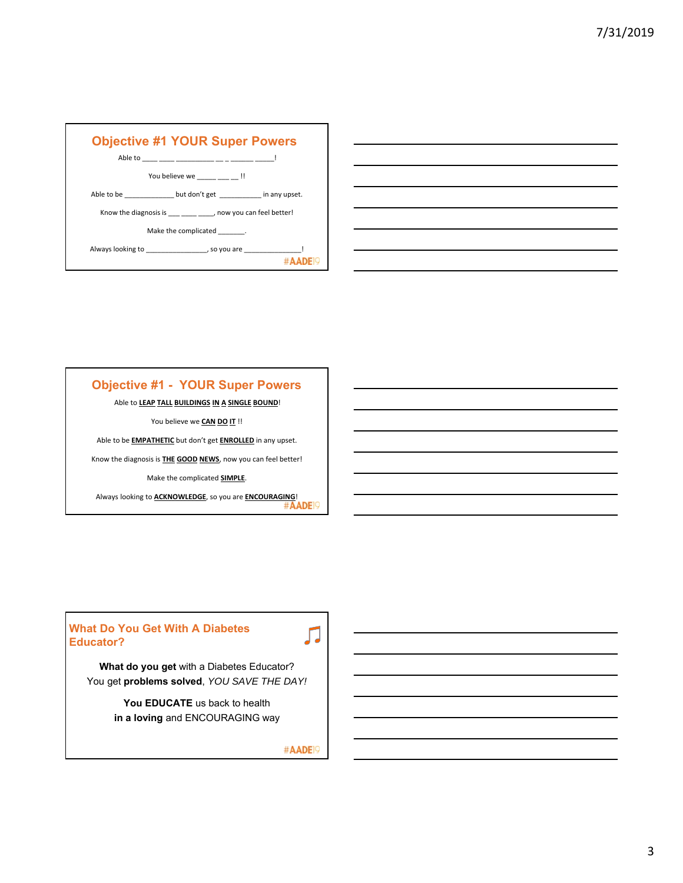## Objective #1 YOUR Super Powers

Able to ____ ____ _________ __ _ ______ _____!

You believe we _____ ___ __ !!

Able to be _____________ but don't get ___________ in any upset.

Know the diagnosis is ___ ____ ____, now you can feel better!

Make the complicated _______.

Always looking to _______________, so you are _______________!

#AADE19

## Objective #1 - YOUR Super Powers

Able to **LEAP TALL BUILDINGS IN A SINGLE BOUND**!

You believe we **CAN DO IT** !!

Able to be **EMPATHETIC** but don't get **ENROLLED** in any upset.

Know the diagnosis is **THE GOOD NEWS**, now you can feel better!

Make the complicated **SIMPLE**.

Always looking to **ACKNOWLEDGE**, so you are **ENCOURAGING**!

#AADE19

## What Do You Get With A Diabetes Educator?

**What do you get** with a Diabetes Educator?
You get **problems solved**, *YOU SAVE THE DAY!*

**You EDUCATE** us back to health
**in a loving** and ENCOURAGING way

#AADE19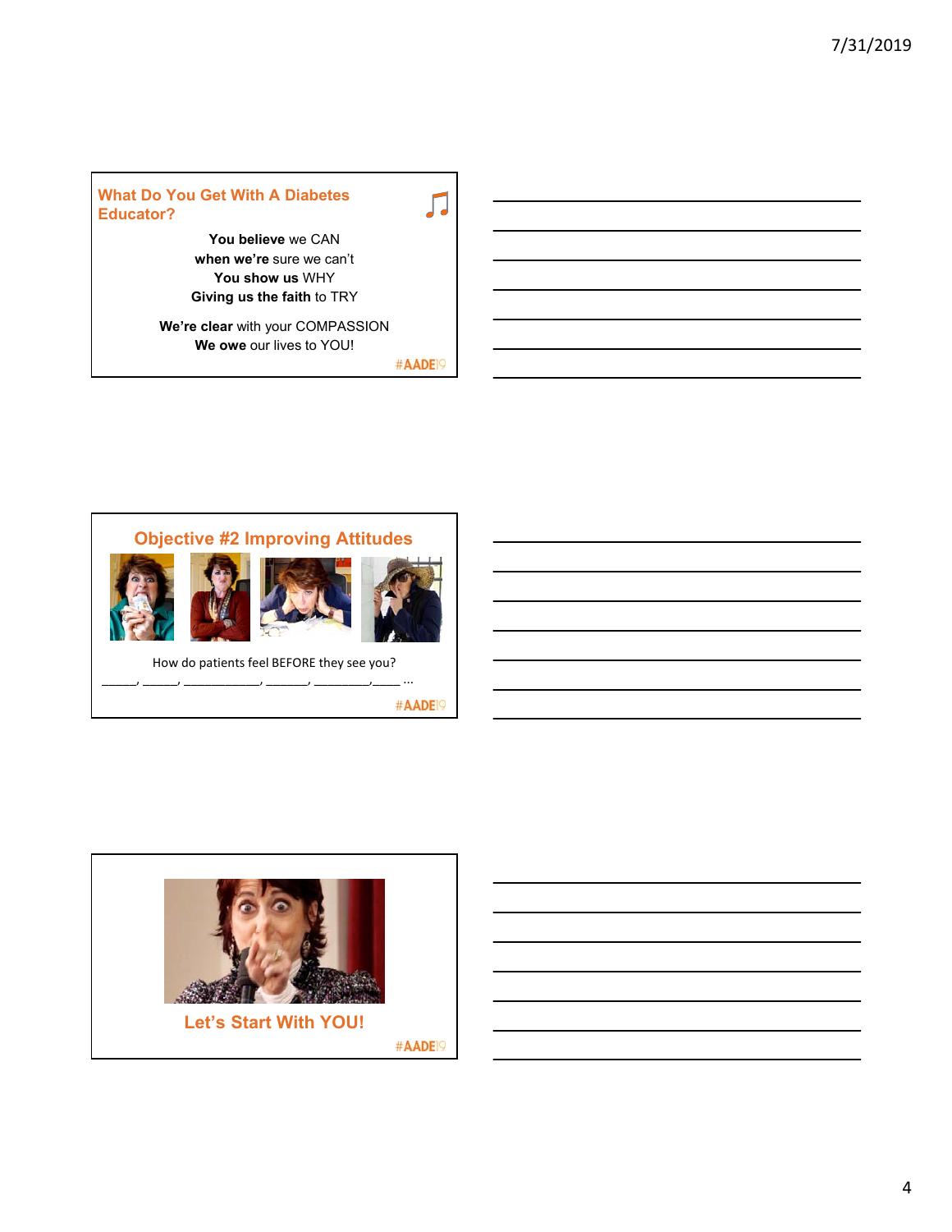## What Do You Get With A Diabetes Educator?

**You believe** we CAN
**when we're** sure we can't
**You show us** WHY
**Giving us the faith** to TRY

**We're clear** with your COMPASSION
**We owe** our lives to YOU!

#AADE19

## Objective #2 Improving Attitudes

How do patients feel BEFORE they see you?

_____, _____, ___________, ______, ________,____ ...

#AADE19

## Let's Start With YOU!

#AADE19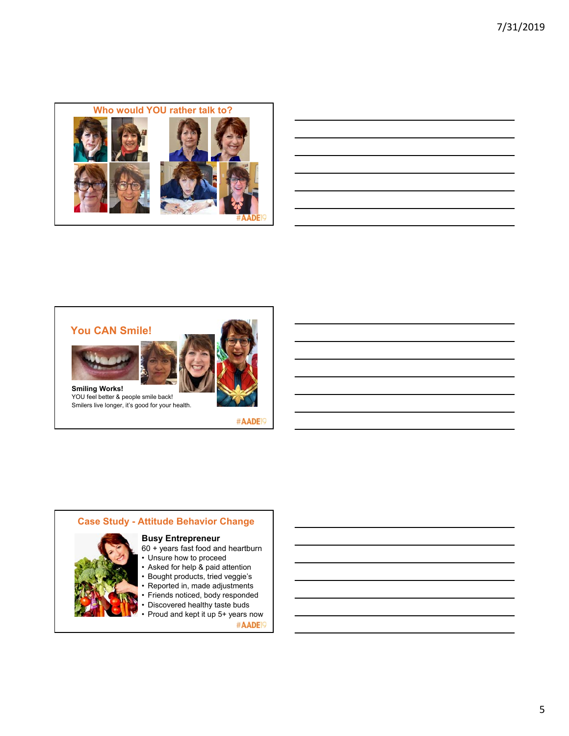## Who would YOU rather talk to?

#AADE19

## You CAN Smile!

**Smiling Works!**
YOU feel better & people smile back!
Smilers live longer, it's good for your health.

#AADE19

## Case Study - Attitude Behavior Change

**Busy Entrepreneur**
60 + years fast food and heartburn

- Unsure how to proceed
- Asked for help & paid attention
- Bought products, tried veggie's
- Reported in, made adjustments
- Friends noticed, body responded
- Discovered healthy taste buds
- Proud and kept it up 5+ years now

#AADE19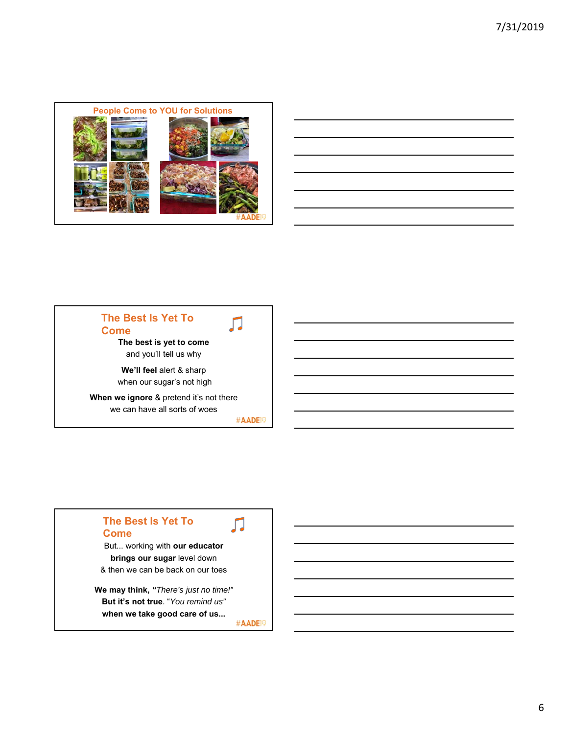## People Come to YOU for Solutions

#AADE19

## The Best Is Yet To Come

**The best is yet to come**
and you'll tell us why

**We'll feel** alert & sharp
when our sugar's not high

**When we ignore** & pretend it's not there
we can have all sorts of woes

#AADE19

## The Best Is Yet To Come

But... working with **our educator**
**brings our sugar** level down
& then we can be back on our toes

**We may think, "***There's just no time!"*
**But it's not true**. "*You remind us"*
**when we take good care of us...**

#AADE19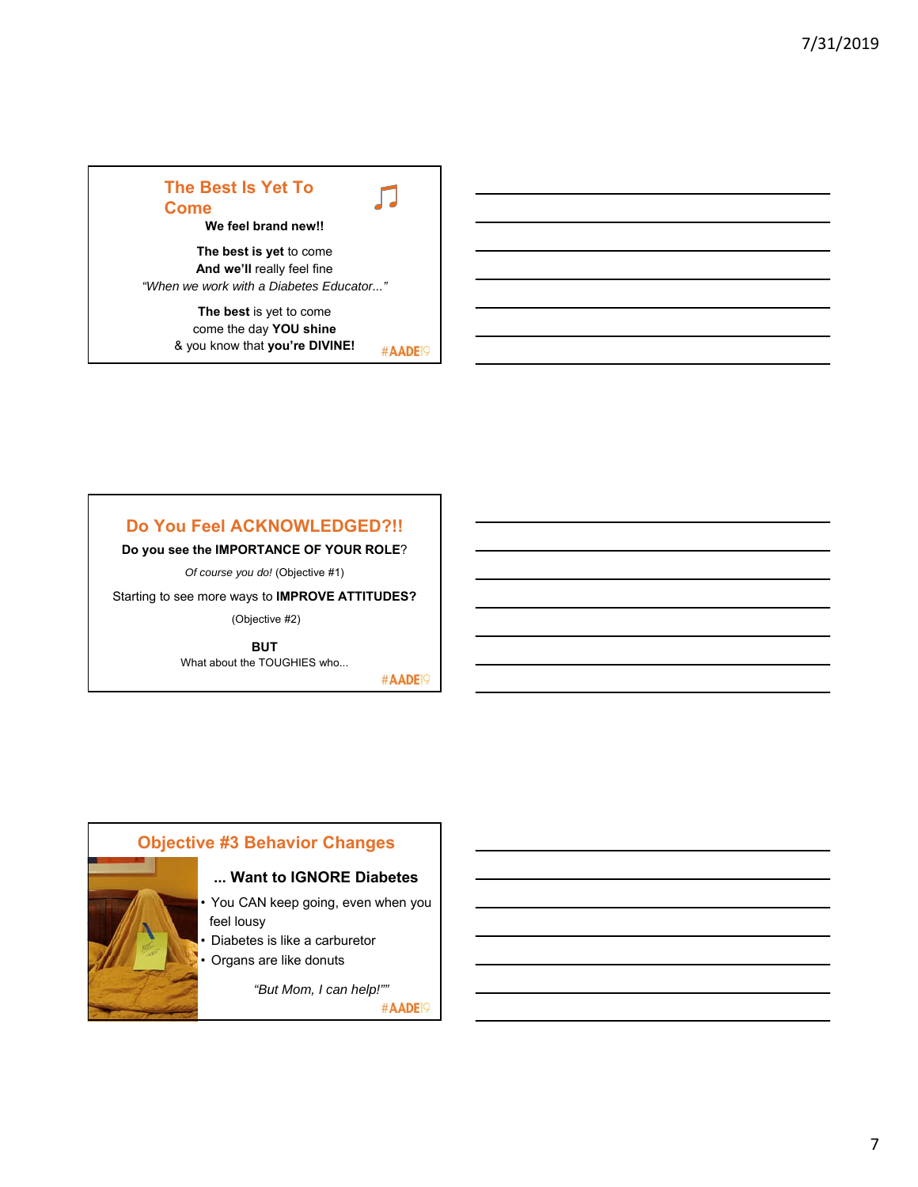## The Best Is Yet To Come

**We feel brand new!!**

**The best is yet** to come
**And we'll** really feel fine
*"When we work with a Diabetes Educator..."*

**The best** is yet to come
come the day **YOU shine**
& you know that **you're DIVINE!**

#AADE19

## Do You Feel ACKNOWLEDGED?!!

**Do you see the IMPORTANCE OF YOUR ROLE**?

*Of course you do!* (Objective #1)

Starting to see more ways to **IMPROVE ATTITUDES?**

(Objective #2)

**BUT**
What about the TOUGHIES who...

#AADE19

## Objective #3 Behavior Changes

**... Want to IGNORE Diabetes**

- You CAN keep going, even when you feel lousy
- Diabetes is like a carburetor
- Organs are like donuts

*"But Mom, I can help!""*

#AADE19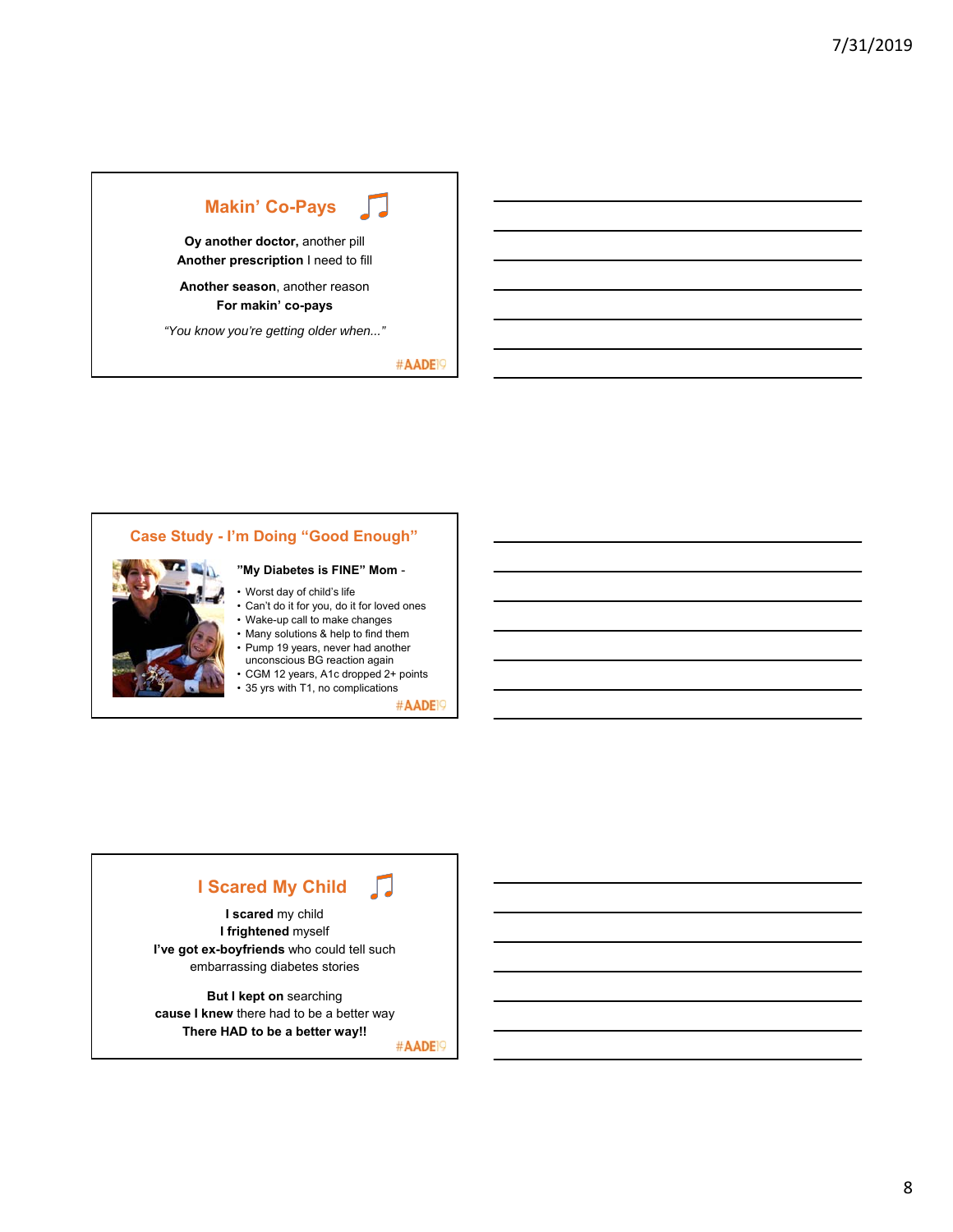## Makin' Co-Pays

**Oy another doctor,** another pill
**Another prescription** I need to fill

**Another season**, another reason
**For makin' co-pays**

*"You know you're getting older when..."*

#AADE19

## Case Study - I'm Doing "Good Enough"

**"My Diabetes is FINE" Mom** -

- Worst day of child's life
- Can't do it for you, do it for loved ones
- Wake-up call to make changes
- Many solutions & help to find them
- Pump 19 years, never had another unconscious BG reaction again
- CGM 12 years, A1c dropped 2+ points
- 35 yrs with T1, no complications

#AADE19

## I Scared My Child

**I scared** my child
**I frightened** myself
**I've got ex-boyfriends** who could tell such embarrassing diabetes stories

**But I kept on** searching
**cause I knew** there had to be a better way
**There HAD to be a better way!!**

#AADE19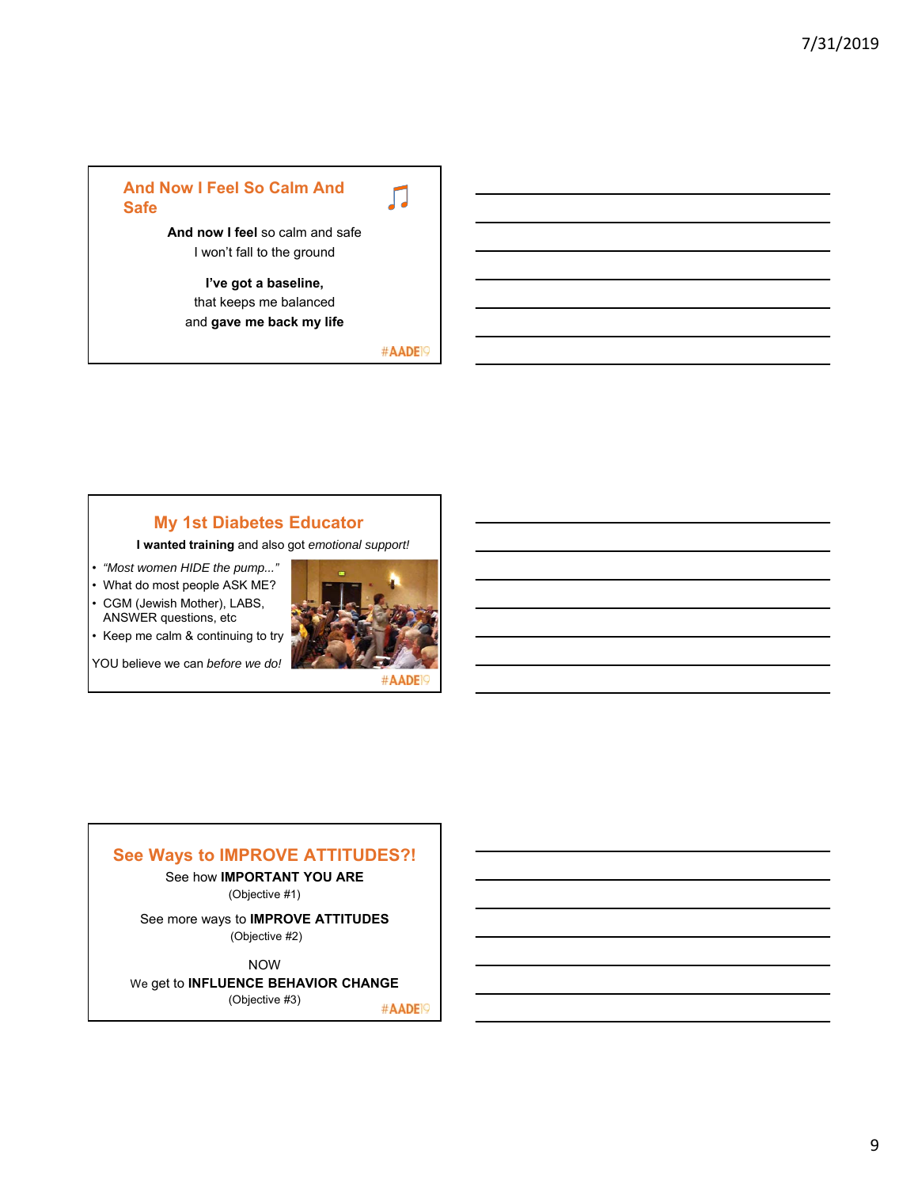## And Now I Feel So Calm And Safe ♫

**And now I feel** so calm and safe
I won't fall to the ground

**I've got a baseline,**
that keeps me balanced
and **gave me back my life**

#AADE19

## My 1st Diabetes Educator

**I wanted training** and also got *emotional support!*

- *"Most women HIDE the pump..."*
- What do most people ASK ME?
- CGM (Jewish Mother), LABS, ANSWER questions, etc
- Keep me calm & continuing to try

YOU believe we can *before we do!*

#AADE19

## See Ways to IMPROVE ATTITUDES?!

See how **IMPORTANT YOU ARE**
(Objective #1)

See more ways to **IMPROVE ATTITUDES**
(Objective #2)

NOW
We get to **INFLUENCE BEHAVIOR CHANGE**
(Objective #3)

#AADE19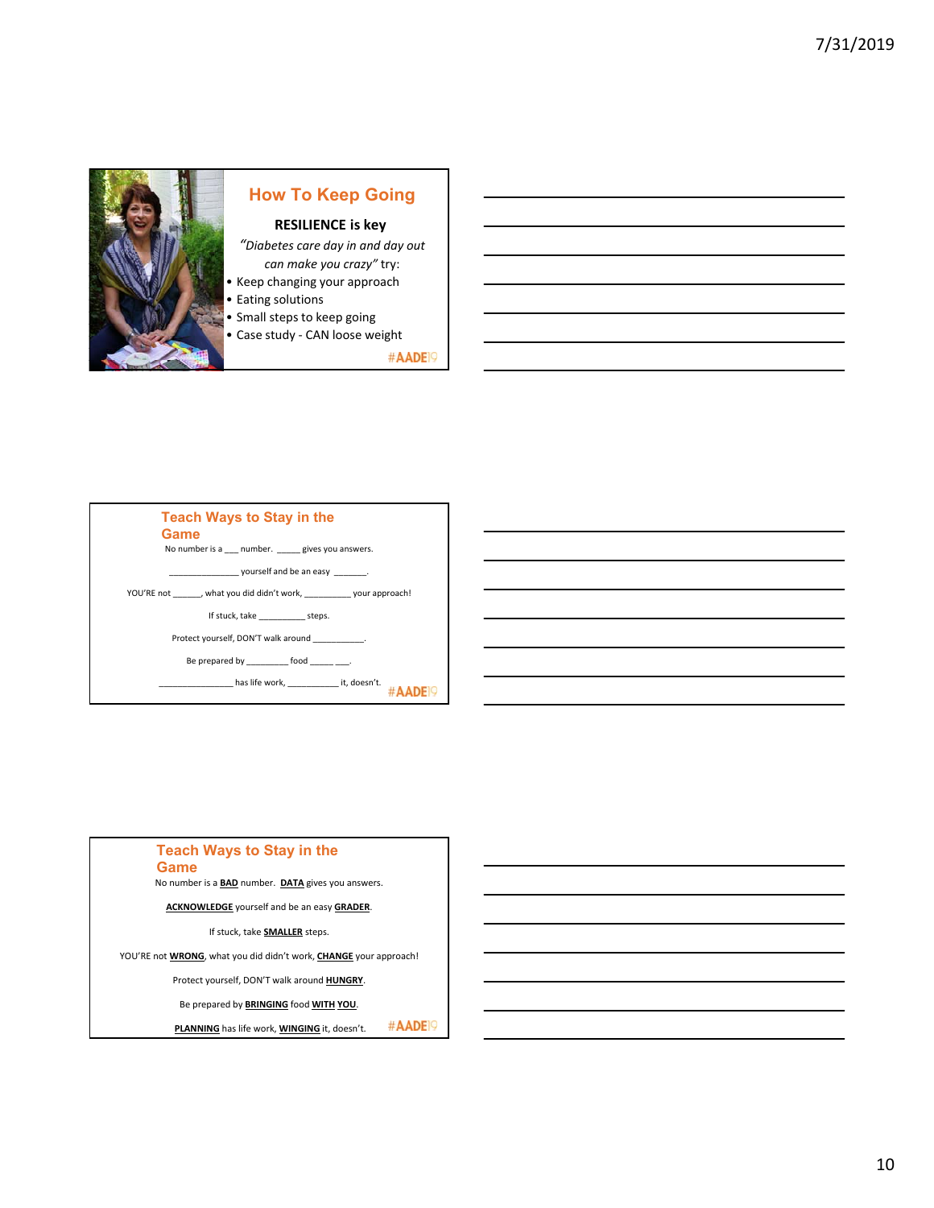## How To Keep Going

**RESILIENCE is key**

*"Diabetes care day in and day out can make you crazy"* try:

- Keep changing your approach
- Eating solutions
- Small steps to keep going
- Case study - CAN loose weight

#AADE19

## Teach Ways to Stay in the Game

No number is a ___ number. _____ gives you answers.

_______________ yourself and be an easy _______.

YOU'RE not ______, what you did didn't work, __________ your approach!

If stuck, take __________ steps.

Protect yourself, DON'T walk around ___________.

Be prepared by _________ food _____ ___.

________________ has life work, ___________ it, doesn't.

#AADE19

## Teach Ways to Stay in the Game

No number is a **BAD** number. **DATA** gives you answers.

**ACKNOWLEDGE** yourself and be an easy **GRADER**.

If stuck, take **SMALLER** steps.

YOU'RE not **WRONG**, what you did didn't work, **CHANGE** your approach!

Protect yourself, DON'T walk around **HUNGRY**.

Be prepared by **BRINGING** food **WITH YOU**.

**PLANNING** has life work, **WINGING** it, doesn't.

#AADE19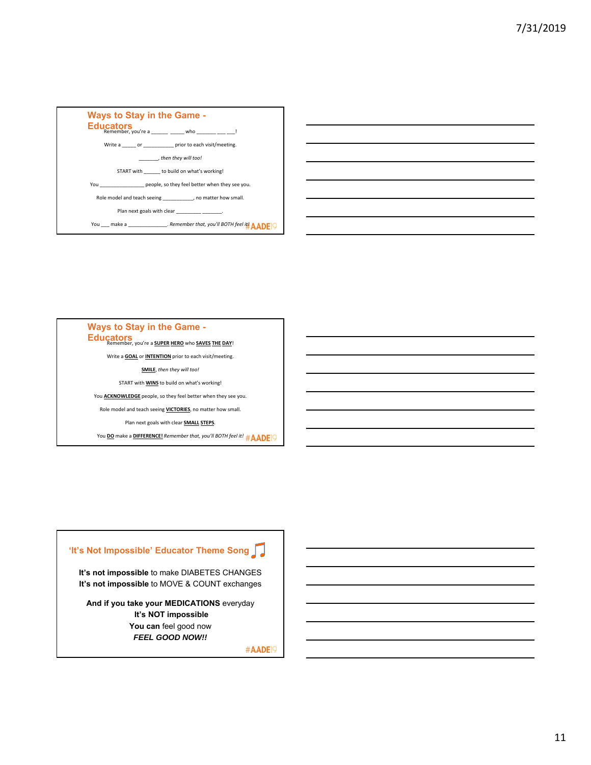## Ways to Stay in the Game - Educators

Remember, you're a ______ _____ who _______ ___ ___!

Write a _____ or ___________ prior to each visit/meeting.

_______, *then they will too!*

START with ______ to build on what's working!

You ________________ people, so they feel better when they see you.

Role model and teach seeing ___________, no matter how small.

Plan next goals with clear _________ _______.

You ___ make a ______________. *Remember that, you'll BOTH feel it!*

#AADE19

## Ways to Stay in the Game - Educators

Remember, you're a **SUPER HERO** who **SAVES THE DAY**!

Write a **GOAL** or **INTENTION** prior to each visit/meeting.

**SMILE**, *then they will too!*

START with **WINS** to build on what's working!

You **ACKNOWLEDGE** people, so they feel better when they see you.

Role model and teach seeing **VICTORIES**, no matter how small.

Plan next goals with clear **SMALL STEPS**.

You **DO** make a **DIFFERENCE!** *Remember that, you'll BOTH feel it!*

#AADE19

## 'It's Not Impossible' Educator Theme Song

**It's not impossible** to make DIABETES CHANGES
**It's not impossible** to MOVE & COUNT exchanges

**And if you take your MEDICATIONS** everyday
**It's NOT impossible**
**You can** feel good now
***FEEL GOOD NOW!!***

#AADE19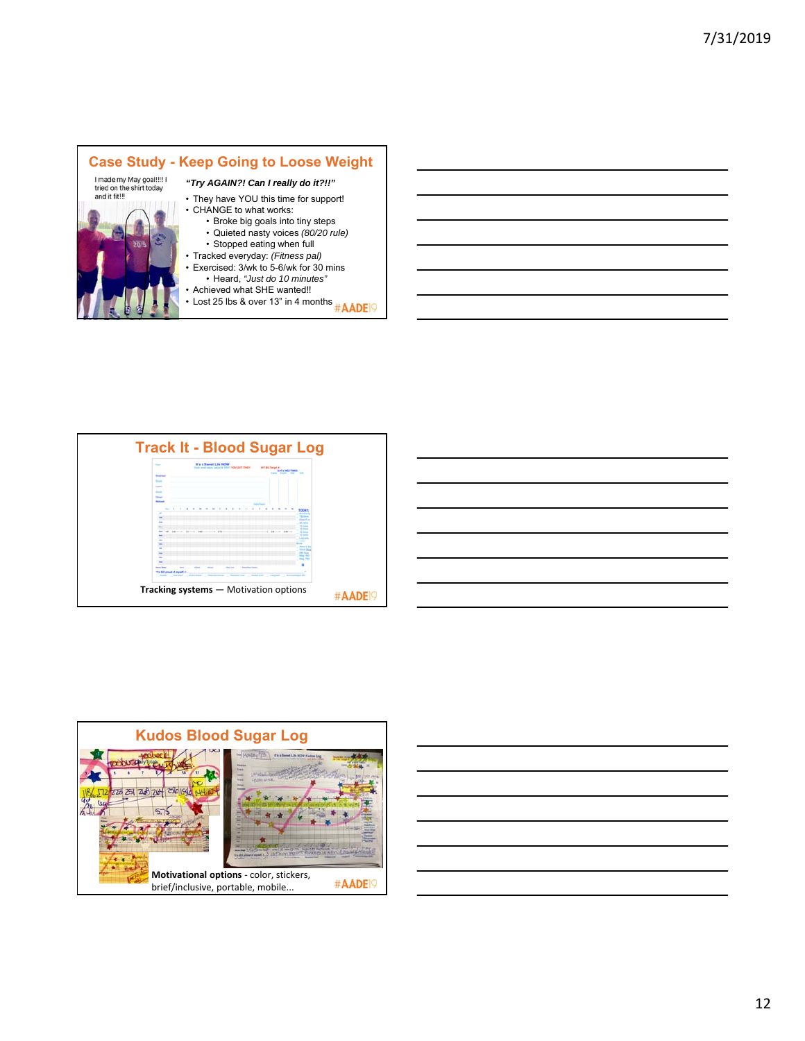## Case Study - Keep Going to Loose Weight

I made my May goal!!!! I tried on the shirt today and it fit!!!

***"Try AGAIN?! Can I really do it?!!"***

- They have YOU this time for support!
- CHANGE to what works:
  - Broke big goals into tiny steps
  - Quieted nasty voices *(80/20 rule)*
  - Stopped eating when full
- Tracked everyday: *(Fitness pal)*
- Exercised: 3/wk to 5-6/wk for 30 mins
  - Heard, *"Just do 10 minutes"*
- Achieved what SHE wanted!!
- Lost 25 lbs & over 13" in 4 months

#AADE19

## Track It - Blood Sugar Log

**Tracking systems** — Motivation options

#AADE19

## Kudos Blood Sugar Log

**Motivational options** - color, stickers, brief/inclusive, portable, mobile...

#AADE19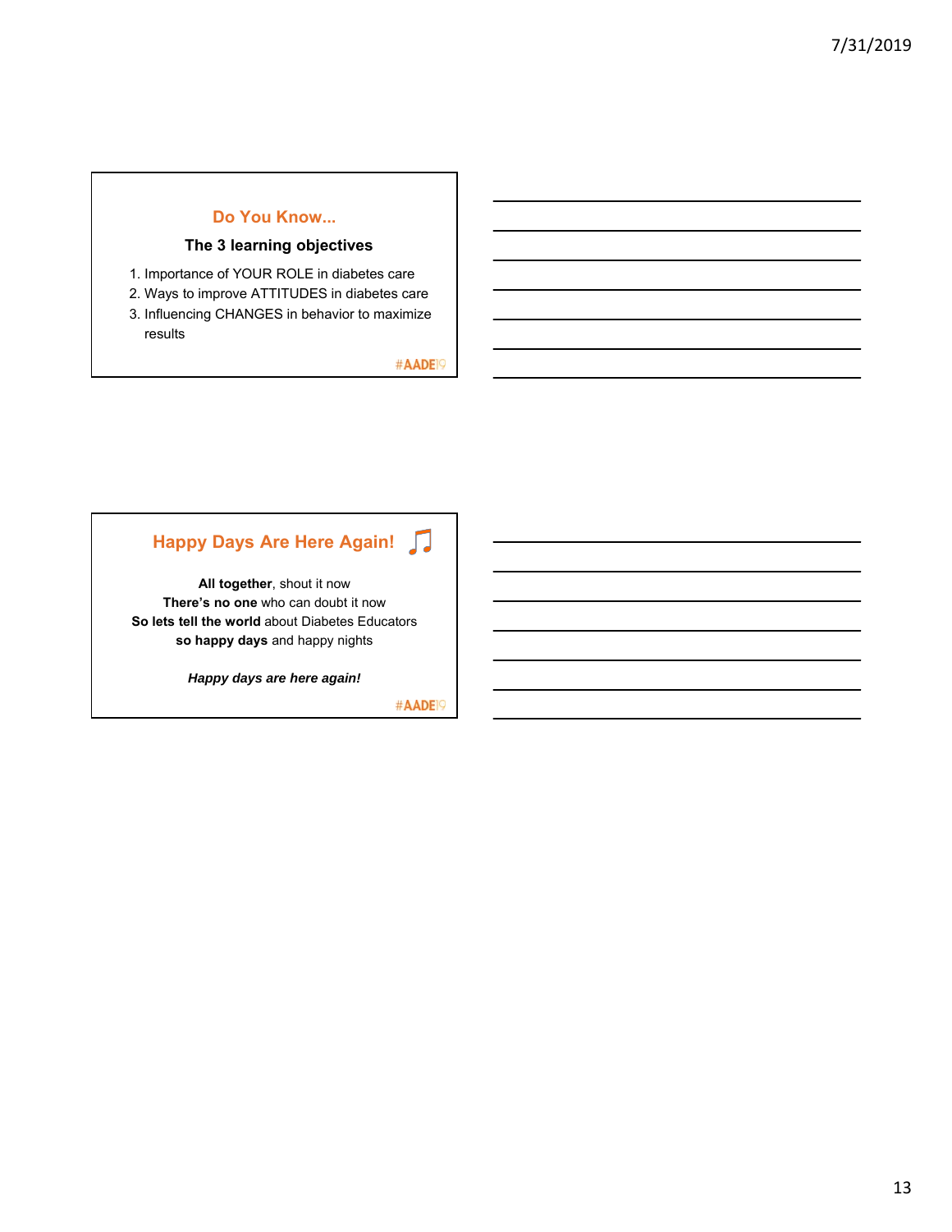## Do You Know...

### The 3 learning objectives

1. Importance of YOUR ROLE in diabetes care
2. Ways to improve ATTITUDES in diabetes care
3. Influencing CHANGES in behavior to maximize results

#AADE19

## Happy Days Are Here Again!

**All together**, shout it now
**There's no one** who can doubt it now
**So lets tell the world** about Diabetes Educators
**so happy days** and happy nights

***Happy days are here again!***

#AADE19